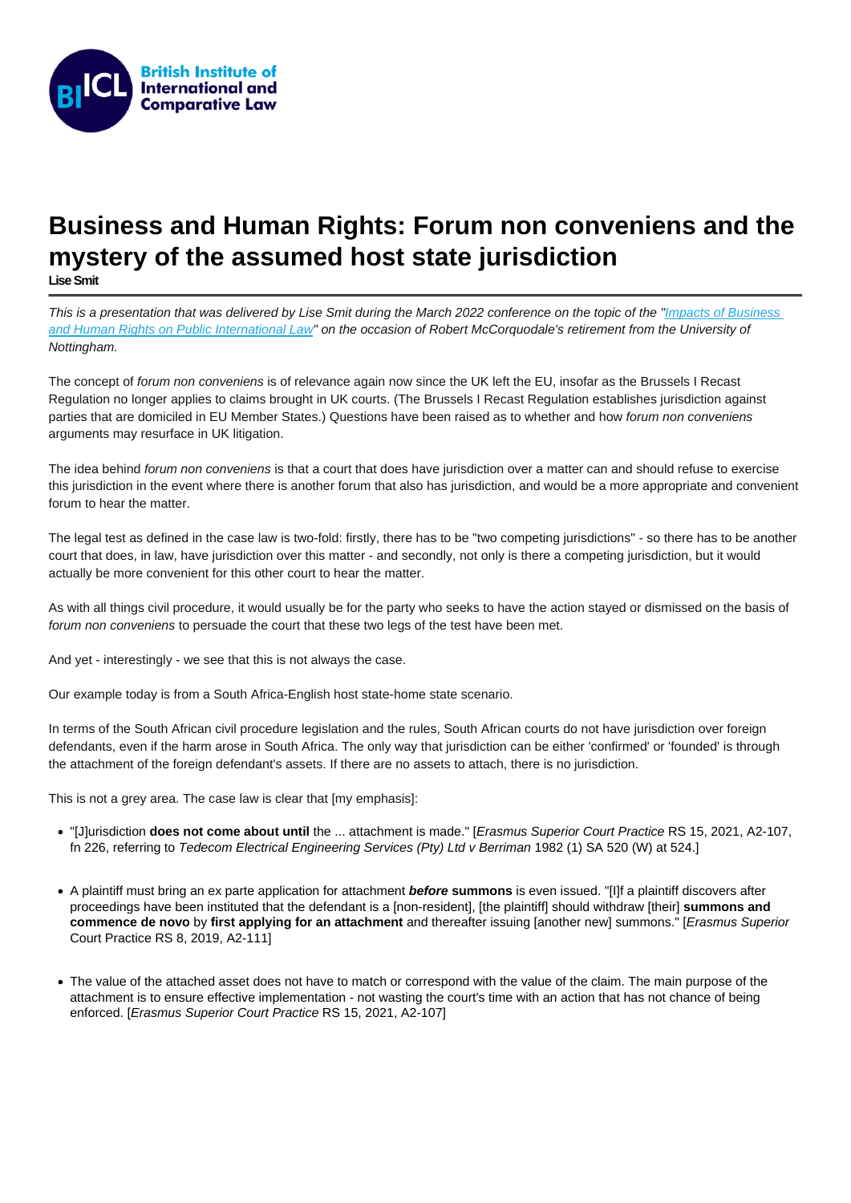# Business and Human Rights: Forum non conveniens and the mystery of the assumed host state jurisdiction

**Lise Smit**

*This is a presentation that was delivered by Lise Smit during the March 2022 conference on the topic of the "Impacts of Business and Human Rights on Public International Law" on the occasion of Robert McCorquodale's retirement from the University of Nottingham.*

The concept of *forum non conveniens* is of relevance again now since the UK left the EU, insofar as the Brussels I Recast Regulation no longer applies to claims brought in UK courts. (The Brussels I Recast Regulation establishes jurisdiction against parties that are domiciled in EU Member States.) Questions have been raised as to whether and how *forum non conveniens* arguments may resurface in UK litigation.

The idea behind *forum non conveniens* is that a court that does have jurisdiction over a matter can and should refuse to exercise this jurisdiction in the event where there is another forum that also has jurisdiction, and would be a more appropriate and convenient forum to hear the matter.

The legal test as defined in the case law is two-fold: firstly, there has to be "two competing jurisdictions" - so there has to be another court that does, in law, have jurisdiction over this matter - and secondly, not only is there a competing jurisdiction, but it would actually be more convenient for this other court to hear the matter.

As with all things civil procedure, it would usually be for the party who seeks to have the action stayed or dismissed on the basis of *forum non conveniens* to persuade the court that these two legs of the test have been met.

And yet - interestingly - we see that this is not always the case.

Our example today is from a South Africa-English host state-home state scenario.

In terms of the South African civil procedure legislation and the rules, South African courts do not have jurisdiction over foreign defendants, even if the harm arose in South Africa. The only way that jurisdiction can be either 'confirmed' or 'founded' is through the attachment of the foreign defendant's assets. If there are no assets to attach, there is no jurisdiction.

This is not a grey area. The case law is clear that [my emphasis]:

- "[J]urisdiction **does not come about until** the ... attachment is made." [*Erasmus Superior Court Practice* RS 15, 2021, A2-107, fn 226, referring to *Tedecom Electrical Engineering Services (Pty) Ltd v Berriman* 1982 (1) SA 520 (W) at 524.]
- A plaintiff must bring an ex parte application for attachment ***before*** **summons** is even issued. "[I]f a plaintiff discovers after proceedings have been instituted that the defendant is a [non-resident], [the plaintiff] should withdraw [their] **summons and commence de novo** by **first applying for an attachment** and thereafter issuing [another new] summons." [*Erasmus Superior* Court Practice RS 8, 2019, A2-111]
- The value of the attached asset does not have to match or correspond with the value of the claim. The main purpose of the attachment is to ensure effective implementation - not wasting the court's time with an action that has not chance of being enforced. [*Erasmus Superior Court Practice* RS 15, 2021, A2-107]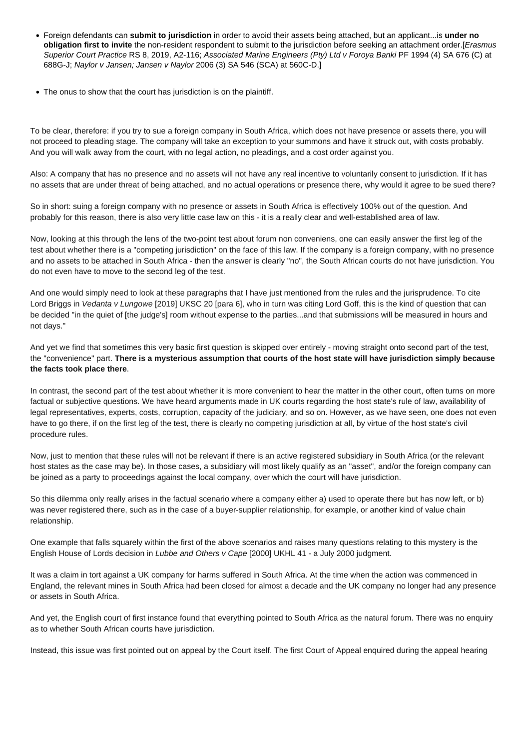- Foreign defendants can **submit to jurisdiction** in order to avoid their assets being attached, but an applicant...is **under no obligation first to invite** the non-resident respondent to submit to the jurisdiction before seeking an attachment order.[*Erasmus Superior Court Practice* RS 8, 2019, A2-116; *Associated Marine Engineers (Pty) Ltd v Foroya Banki* PF 1994 (4) SA 676 (C) at 688G-J; *Naylor v Jansen; Jansen v Naylor* 2006 (3) SA 546 (SCA) at 560C-D.]

- The onus to show that the court has jurisdiction is on the plaintiff.

To be clear, therefore: if you try to sue a foreign company in South Africa, which does not have presence or assets there, you will not proceed to pleading stage. The company will take an exception to your summons and have it struck out, with costs probably. And you will walk away from the court, with no legal action, no pleadings, and a cost order against you.

Also: A company that has no presence and no assets will not have any real incentive to voluntarily consent to jurisdiction. If it has no assets that are under threat of being attached, and no actual operations or presence there, why would it agree to be sued there?

So in short: suing a foreign company with no presence or assets in South Africa is effectively 100% out of the question. And probably for this reason, there is also very little case law on this - it is a really clear and well-established area of law.

Now, looking at this through the lens of the two-point test about forum non conveniens, one can easily answer the first leg of the test about whether there is a "competing jurisdiction" on the face of this law. If the company is a foreign company, with no presence and no assets to be attached in South Africa - then the answer is clearly "no", the South African courts do not have jurisdiction. You do not even have to move to the second leg of the test.

And one would simply need to look at these paragraphs that I have just mentioned from the rules and the jurisprudence. To cite Lord Briggs in *Vedanta v Lungowe* [2019] UKSC 20 [para 6], who in turn was citing Lord Goff, this is the kind of question that can be decided "in the quiet of [the judge's] room without expense to the parties...and that submissions will be measured in hours and not days."

And yet we find that sometimes this very basic first question is skipped over entirely - moving straight onto second part of the test, the "convenience" part. **There is a mysterious assumption that courts of the host state will have jurisdiction simply because the facts took place there**.

In contrast, the second part of the test about whether it is more convenient to hear the matter in the other court, often turns on more factual or subjective questions. We have heard arguments made in UK courts regarding the host state's rule of law, availability of legal representatives, experts, costs, corruption, capacity of the judiciary, and so on. However, as we have seen, one does not even have to go there, if on the first leg of the test, there is clearly no competing jurisdiction at all, by virtue of the host state's civil procedure rules.

Now, just to mention that these rules will not be relevant if there is an active registered subsidiary in South Africa (or the relevant host states as the case may be). In those cases, a subsidiary will most likely qualify as an "asset", and/or the foreign company can be joined as a party to proceedings against the local company, over which the court will have jurisdiction.

So this dilemma only really arises in the factual scenario where a company either a) used to operate there but has now left, or b) was never registered there, such as in the case of a buyer-supplier relationship, for example, or another kind of value chain relationship.

One example that falls squarely within the first of the above scenarios and raises many questions relating to this mystery is the English House of Lords decision in *Lubbe and Others v Cape* [2000] UKHL 41 - a July 2000 judgment.

It was a claim in tort against a UK company for harms suffered in South Africa. At the time when the action was commenced in England, the relevant mines in South Africa had been closed for almost a decade and the UK company no longer had any presence or assets in South Africa.

And yet, the English court of first instance found that everything pointed to South Africa as the natural forum. There was no enquiry as to whether South African courts have jurisdiction.

Instead, this issue was first pointed out on appeal by the Court itself. The first Court of Appeal enquired during the appeal hearing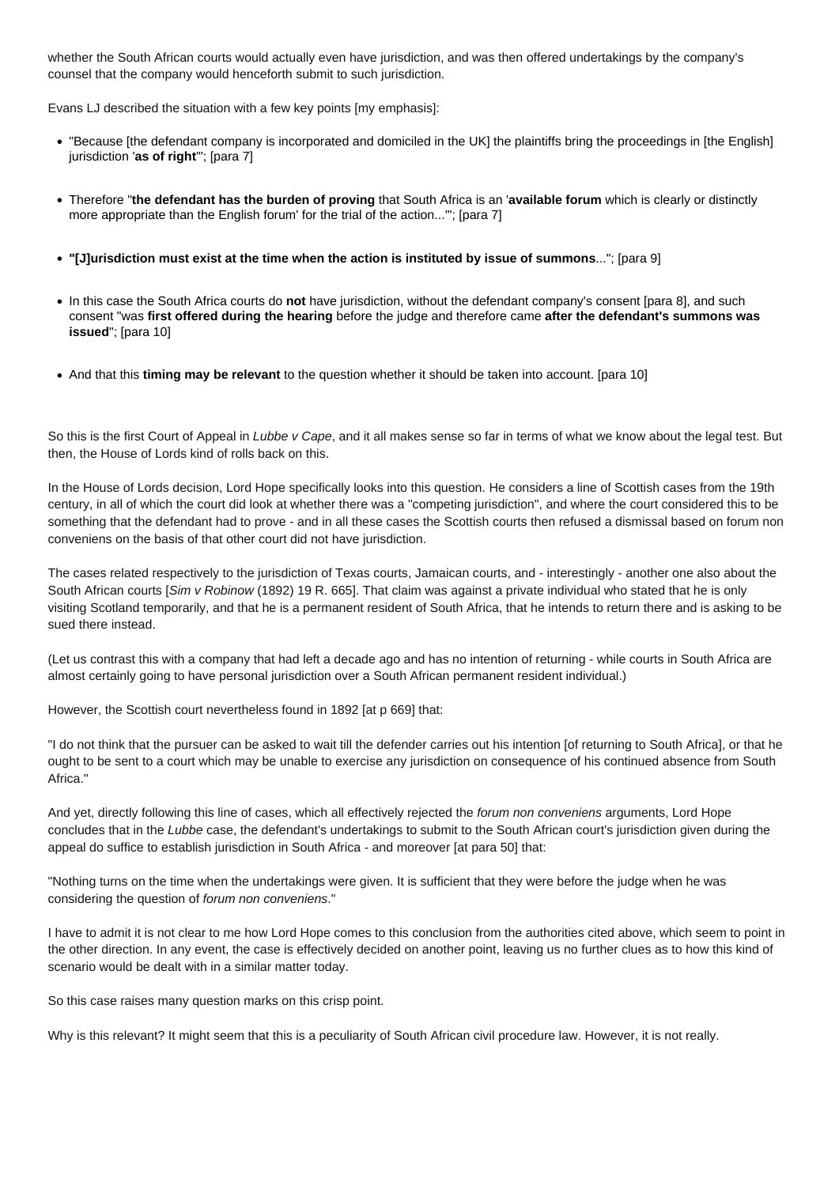whether the South African courts would actually even have jurisdiction, and was then offered undertakings by the company's counsel that the company would henceforth submit to such jurisdiction.

Evans LJ described the situation with a few key points [my emphasis]:

- "Because [the defendant company is incorporated and domiciled in the UK] the plaintiffs bring the proceedings in [the English] jurisdiction '**as of right**'"; [para 7]
- Therefore "**the defendant has the burden of proving** that South Africa is an '**available forum** which is clearly or distinctly more appropriate than the English forum' for the trial of the action..."'; [para 7]
- **"[J]urisdiction must exist at the time when the action is instituted by issue of summons**..."; [para 9]
- In this case the South Africa courts do **not** have jurisdiction, without the defendant company's consent [para 8], and such consent "was **first offered during the hearing** before the judge and therefore came **after the defendant's summons was issued**"; [para 10]
- And that this **timing may be relevant** to the question whether it should be taken into account. [para 10]

So this is the first Court of Appeal in *Lubbe v Cape*, and it all makes sense so far in terms of what we know about the legal test. But then, the House of Lords kind of rolls back on this.

In the House of Lords decision, Lord Hope specifically looks into this question. He considers a line of Scottish cases from the 19th century, in all of which the court did look at whether there was a "competing jurisdiction", and where the court considered this to be something that the defendant had to prove - and in all these cases the Scottish courts then refused a dismissal based on forum non conveniens on the basis of that other court did not have jurisdiction.

The cases related respectively to the jurisdiction of Texas courts, Jamaican courts, and - interestingly - another one also about the South African courts [*Sim v Robinow* (1892) 19 R. 665]. That claim was against a private individual who stated that he is only visiting Scotland temporarily, and that he is a permanent resident of South Africa, that he intends to return there and is asking to be sued there instead.

(Let us contrast this with a company that had left a decade ago and has no intention of returning - while courts in South Africa are almost certainly going to have personal jurisdiction over a South African permanent resident individual.)

However, the Scottish court nevertheless found in 1892 [at p 669] that:

"I do not think that the pursuer can be asked to wait till the defender carries out his intention [of returning to South Africa], or that he ought to be sent to a court which may be unable to exercise any jurisdiction on consequence of his continued absence from South Africa."

And yet, directly following this line of cases, which all effectively rejected the *forum non conveniens* arguments, Lord Hope concludes that in the *Lubbe* case, the defendant's undertakings to submit to the South African court's jurisdiction given during the appeal do suffice to establish jurisdiction in South Africa - and moreover [at para 50] that:

"Nothing turns on the time when the undertakings were given. It is sufficient that they were before the judge when he was considering the question of *forum non conveniens*."

I have to admit it is not clear to me how Lord Hope comes to this conclusion from the authorities cited above, which seem to point in the other direction. In any event, the case is effectively decided on another point, leaving us no further clues as to how this kind of scenario would be dealt with in a similar matter today.

So this case raises many question marks on this crisp point.

Why is this relevant? It might seem that this is a peculiarity of South African civil procedure law. However, it is not really.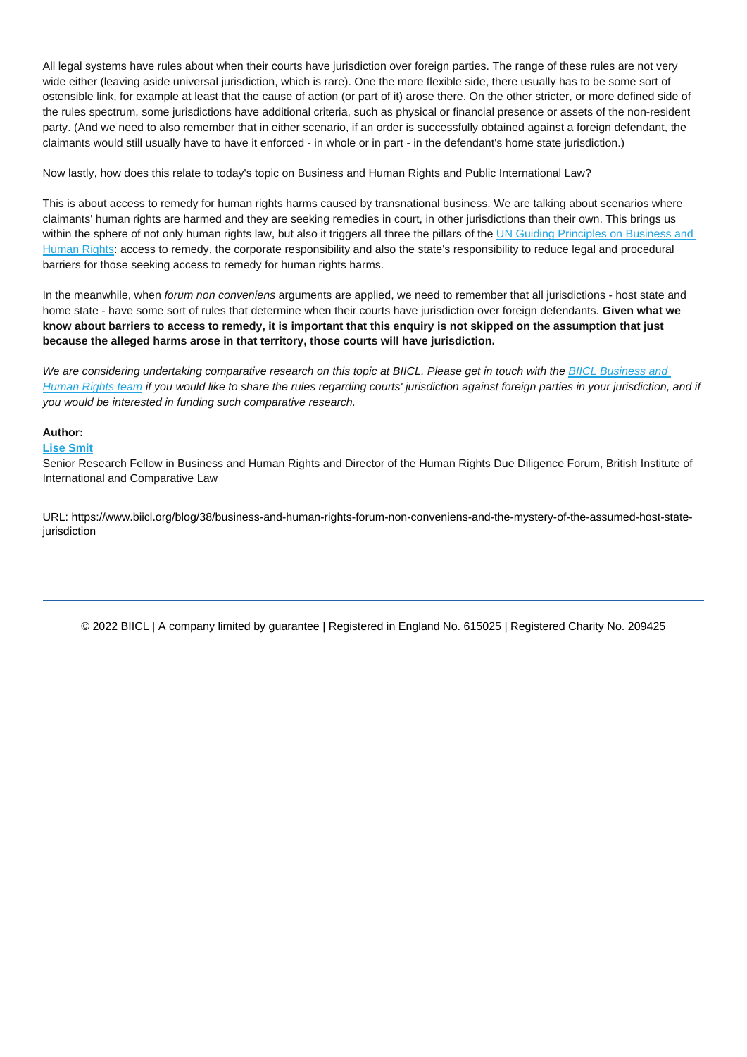All legal systems have rules about when their courts have jurisdiction over foreign parties. The range of these rules are not very wide either (leaving aside universal jurisdiction, which is rare). One the more flexible side, there usually has to be some sort of ostensible link, for example at least that the cause of action (or part of it) arose there. On the other stricter, or more defined side of the rules spectrum, some jurisdictions have additional criteria, such as physical or financial presence or assets of the non-resident party. (And we need to also remember that in either scenario, if an order is successfully obtained against a foreign defendant, the claimants would still usually have to have it enforced - in whole or in part - in the defendant's home state jurisdiction.)

Now lastly, how does this relate to today's topic on Business and Human Rights and Public International Law?

This is about access to remedy for human rights harms caused by transnational business. We are talking about scenarios where claimants' human rights are harmed and they are seeking remedies in court, in other jurisdictions than their own. This brings us within the sphere of not only human rights law, but also it triggers all three the pillars of the UN Guiding Principles on Business and Human Rights: access to remedy, the corporate responsibility and also the state's responsibility to reduce legal and procedural barriers for those seeking access to remedy for human rights harms.

In the meanwhile, when *forum non conveniens* arguments are applied, we need to remember that all jurisdictions - host state and home state - have some sort of rules that determine when their courts have jurisdiction over foreign defendants. **Given what we know about barriers to access to remedy, it is important that this enquiry is not skipped on the assumption that just because the alleged harms arose in that territory, those courts will have jurisdiction.**

*We are considering undertaking comparative research on this topic at BIICL. Please get in touch with the BIICL Business and Human Rights team if you would like to share the rules regarding courts' jurisdiction against foreign parties in your jurisdiction, and if you would be interested in funding such comparative research.*

**Author:**
**Lise Smit**
Senior Research Fellow in Business and Human Rights and Director of the Human Rights Due Diligence Forum, British Institute of International and Comparative Law

URL: https://www.biicl.org/blog/38/business-and-human-rights-forum-non-conveniens-and-the-mystery-of-the-assumed-host-state-jurisdiction

© 2022 BIICL | A company limited by guarantee | Registered in England No. 615025 | Registered Charity No. 209425